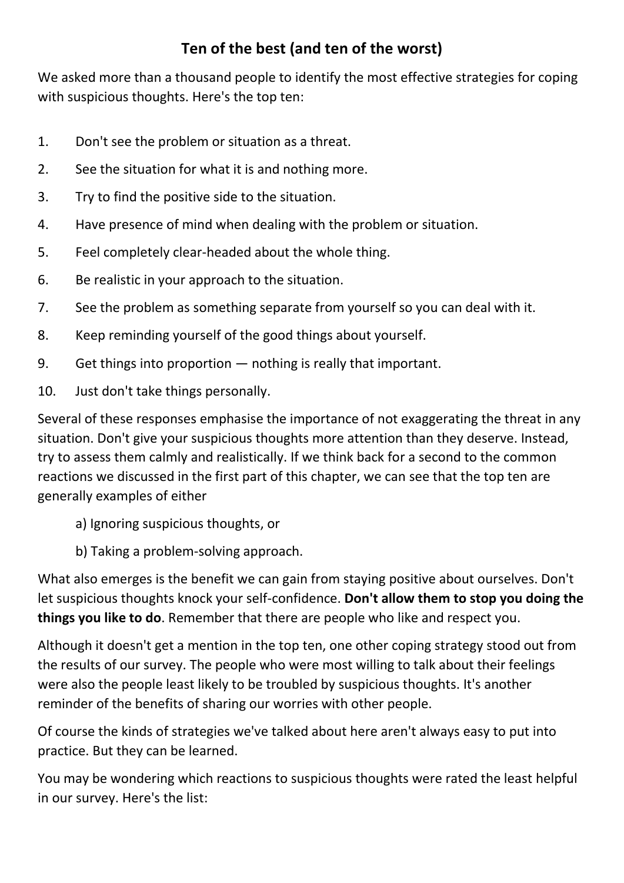## Ten of the best (and ten of the worst)

We asked more than a thousand people to identify the most effective strategies for coping with suspicious thoughts. Here's the top ten:

1. Don't see the problem or situation as a threat.
2. See the situation for what it is and nothing more.
3. Try to find the positive side to the situation.
4. Have presence of mind when dealing with the problem or situation.
5. Feel completely clear-headed about the whole thing.
6. Be realistic in your approach to the situation.
7. See the problem as something separate from yourself so you can deal with it.
8. Keep reminding yourself of the good things about yourself.
9. Get things into proportion — nothing is really that important.
10. Just don't take things personally.

Several of these responses emphasise the importance of not exaggerating the threat in any situation. Don't give your suspicious thoughts more attention than they deserve. Instead, try to assess them calmly and realistically. If we think back for a second to the common reactions we discussed in the first part of this chapter, we can see that the top ten are generally examples of either

a) Ignoring suspicious thoughts, or

b) Taking a problem-solving approach.

What also emerges is the benefit we can gain from staying positive about ourselves. Don't let suspicious thoughts knock your self-confidence. **Don't allow them to stop you doing the things you like to do**. Remember that there are people who like and respect you.

Although it doesn't get a mention in the top ten, one other coping strategy stood out from the results of our survey. The people who were most willing to talk about their feelings were also the people least likely to be troubled by suspicious thoughts. It's another reminder of the benefits of sharing our worries with other people.

Of course the kinds of strategies we've talked about here aren't always easy to put into practice. But they can be learned.

You may be wondering which reactions to suspicious thoughts were rated the least helpful in our survey. Here's the list: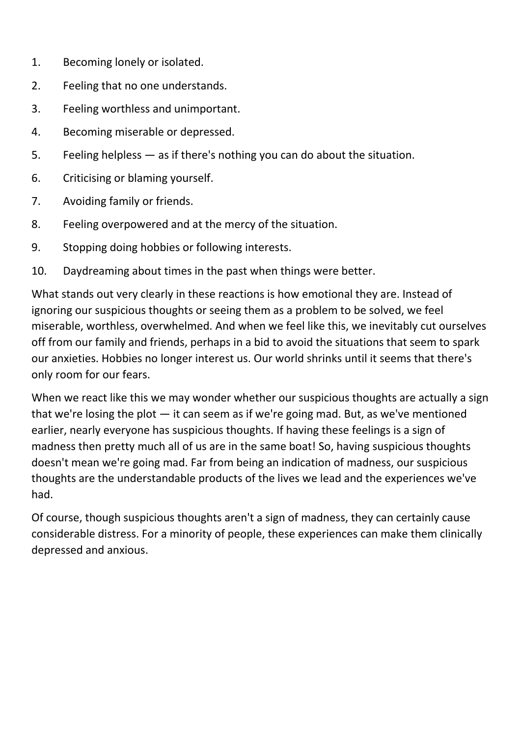1. Becoming lonely or isolated.
2. Feeling that no one understands.
3. Feeling worthless and unimportant.
4. Becoming miserable or depressed.
5. Feeling helpless — as if there's nothing you can do about the situation.
6. Criticising or blaming yourself.
7. Avoiding family or friends.
8. Feeling overpowered and at the mercy of the situation.
9. Stopping doing hobbies or following interests.
10. Daydreaming about times in the past when things were better.

What stands out very clearly in these reactions is how emotional they are. Instead of ignoring our suspicious thoughts or seeing them as a problem to be solved, we feel miserable, worthless, overwhelmed. And when we feel like this, we inevitably cut ourselves off from our family and friends, perhaps in a bid to avoid the situations that seem to spark our anxieties. Hobbies no longer interest us. Our world shrinks until it seems that there's only room for our fears.

When we react like this we may wonder whether our suspicious thoughts are actually a sign that we're losing the plot — it can seem as if we're going mad. But, as we've mentioned earlier, nearly everyone has suspicious thoughts. If having these feelings is a sign of madness then pretty much all of us are in the same boat! So, having suspicious thoughts doesn't mean we're going mad. Far from being an indication of madness, our suspicious thoughts are the understandable products of the lives we lead and the experiences we've had.

Of course, though suspicious thoughts aren't a sign of madness, they can certainly cause considerable distress. For a minority of people, these experiences can make them clinically depressed and anxious.